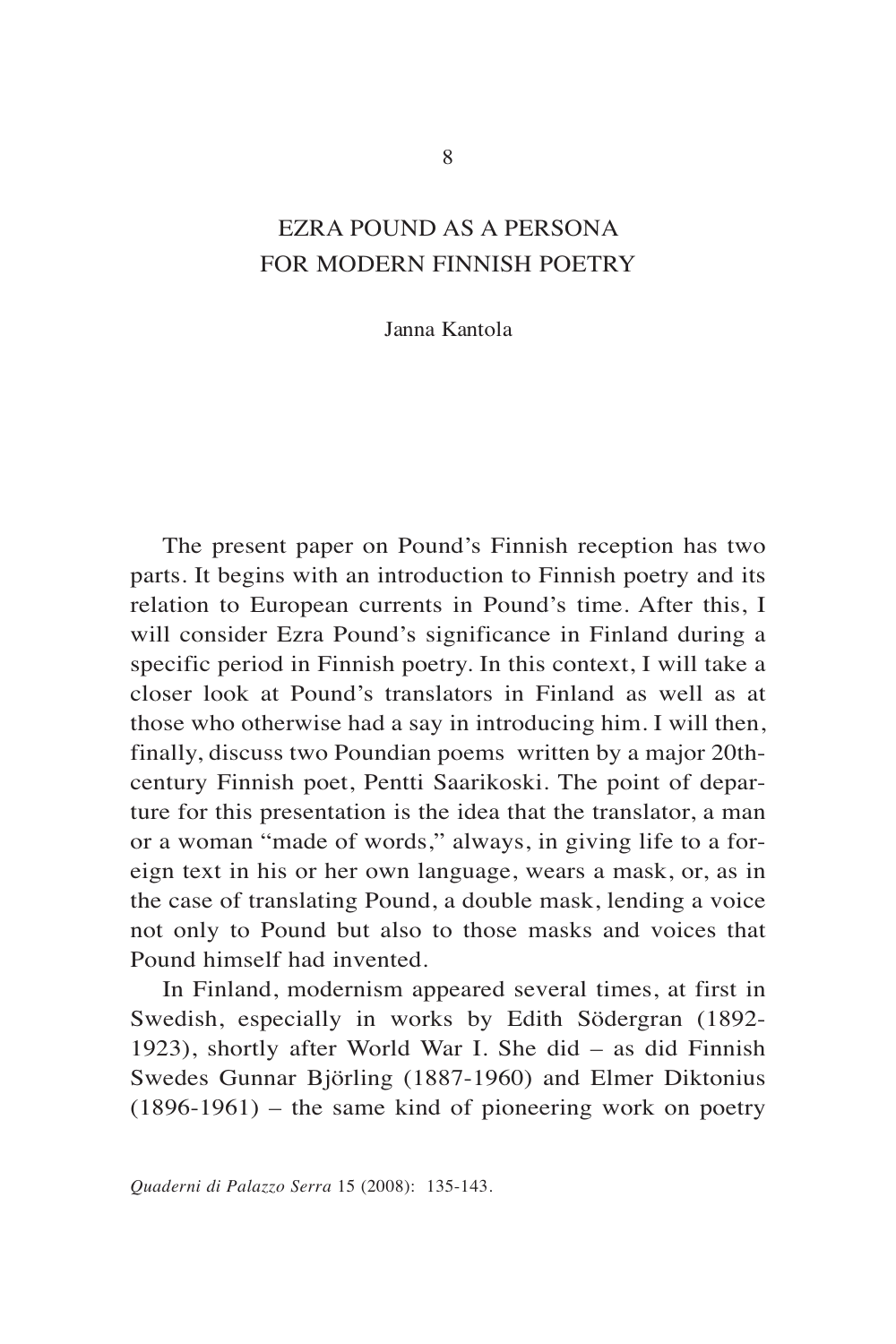# EZRA POUND AS A PERSONA FOR MODERN FINNISH POETRY

Janna Kantola

The present paper on Pound's Finnish reception has two parts. It begins with an introduction to Finnish poetry and its relation to European currents in Pound's time. After this, I will consider Ezra Pound's significance in Finland during a specific period in Finnish poetry. In this context, I will take a closer look at Pound's translators in Finland as well as at those who otherwise had a say in introducing him. I will then, finally, discuss two Poundian poems written by a major 20th-century Finnish poet, Pentti Saarikoski. The point of departure for this presentation is the idea that the translator, a man or a woman "made of words," always, in giving life to a foreign text in his or her own language, wears a mask, or, as in the case of translating Pound, a double mask, lending a voice not only to Pound but also to those masks and voices that Pound himself had invented.

In Finland, modernism appeared several times, at first in Swedish, especially in works by Edith Södergran (1892-1923), shortly after World War I. She did – as did Finnish Swedes Gunnar Björling (1887-1960) and Elmer Diktonius (1896-1961) – the same kind of pioneering work on poetry

*Quaderni di Palazzo Serra* 15 (2008): 135-143.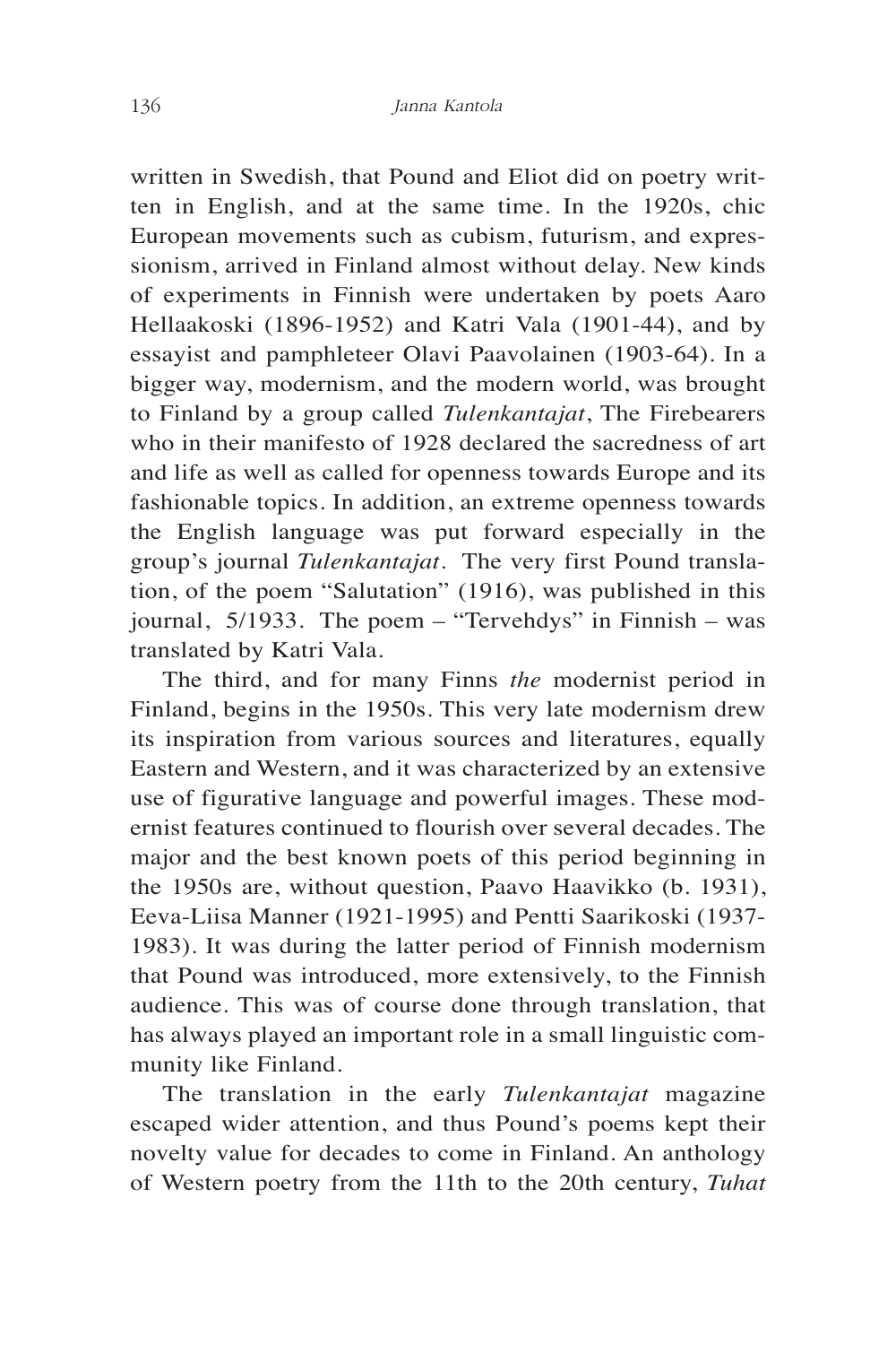written in Swedish, that Pound and Eliot did on poetry written in English, and at the same time. In the 1920s, chic European movements such as cubism, futurism, and expressionism, arrived in Finland almost without delay. New kinds of experiments in Finnish were undertaken by poets Aaro Hellaakoski (1896-1952) and Katri Vala (1901-44), and by essayist and pamphleteer Olavi Paavolainen (1903-64). In a bigger way, modernism, and the modern world, was brought to Finland by a group called *Tulenkantajat*, The Firebearers who in their manifesto of 1928 declared the sacredness of art and life as well as called for openness towards Europe and its fashionable topics. In addition, an extreme openness towards the English language was put forward especially in the group's journal *Tulenkantajat*. The very first Pound translation, of the poem "Salutation" (1916), was published in this journal, 5/1933. The poem – "Tervehdys" in Finnish – was translated by Katri Vala.

The third, and for many Finns *the* modernist period in Finland, begins in the 1950s. This very late modernism drew its inspiration from various sources and literatures, equally Eastern and Western, and it was characterized by an extensive use of figurative language and powerful images. These modernist features continued to flourish over several decades. The major and the best known poets of this period beginning in the 1950s are, without question, Paavo Haavikko (b. 1931), Eeva-Liisa Manner (1921-1995) and Pentti Saarikoski (1937-1983). It was during the latter period of Finnish modernism that Pound was introduced, more extensively, to the Finnish audience. This was of course done through translation, that has always played an important role in a small linguistic community like Finland.

The translation in the early *Tulenkantajat* magazine escaped wider attention, and thus Pound's poems kept their novelty value for decades to come in Finland. An anthology of Western poetry from the 11th to the 20th century, *Tuhat*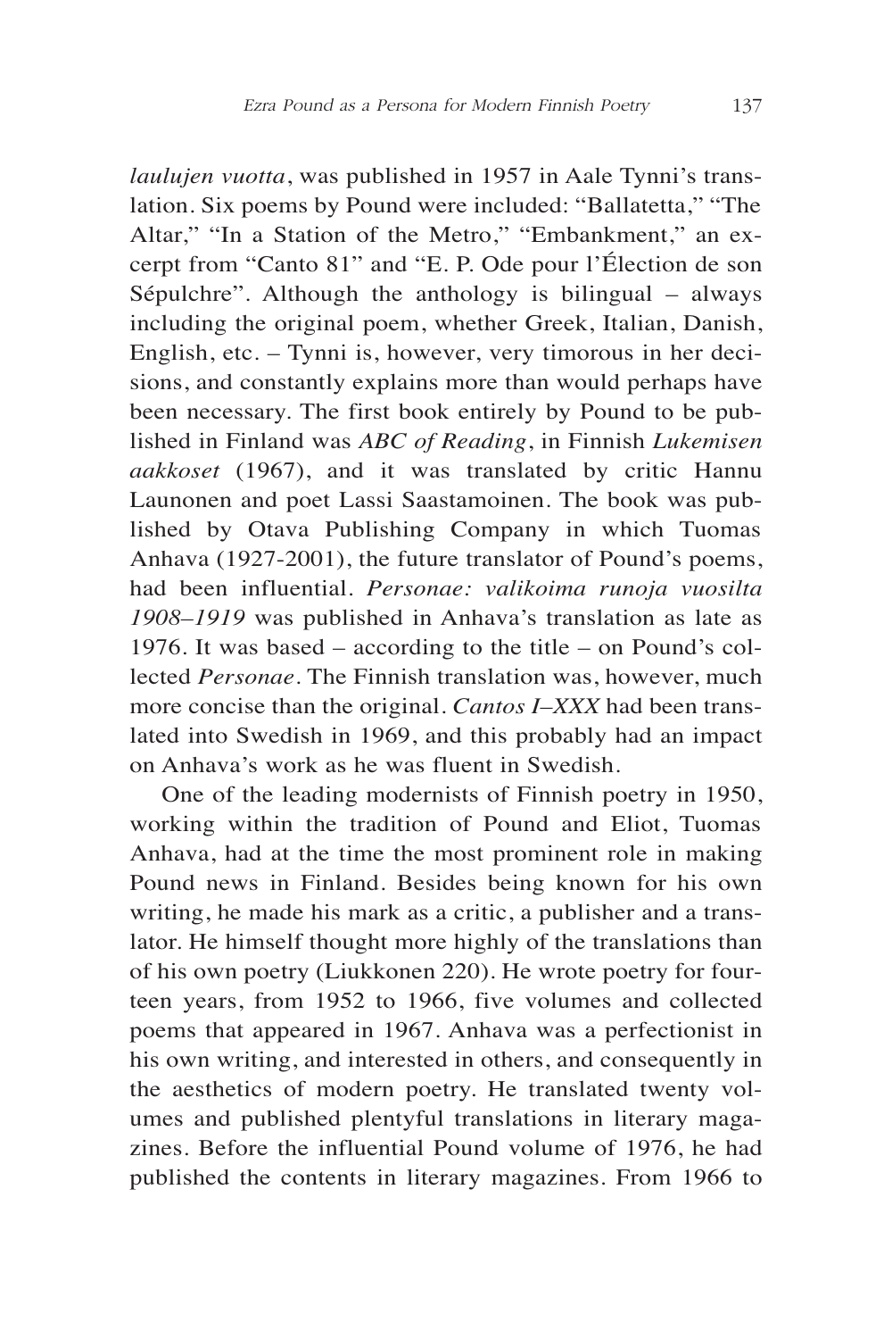*laulujen vuotta*, was published in 1957 in Aale Tynni's translation. Six poems by Pound were included: "Ballatetta," "The Altar," "In a Station of the Metro," "Embankment," an excerpt from "Canto 81" and "E. P. Ode pour l'Élection de son Sépulchre". Although the anthology is bilingual – always including the original poem, whether Greek, Italian, Danish, English, etc. – Tynni is, however, very timorous in her decisions, and constantly explains more than would perhaps have been necessary. The first book entirely by Pound to be published in Finland was *ABC of Reading*, in Finnish *Lukemisen aakkoset* (1967), and it was translated by critic Hannu Launonen and poet Lassi Saastamoinen. The book was published by Otava Publishing Company in which Tuomas Anhava (1927-2001), the future translator of Pound's poems, had been influential. *Personae: valikoima runoja vuosilta 1908–1919* was published in Anhava's translation as late as 1976. It was based – according to the title – on Pound's collected *Personae*. The Finnish translation was, however, much more concise than the original. *Cantos I–XXX* had been translated into Swedish in 1969, and this probably had an impact on Anhava's work as he was fluent in Swedish.

One of the leading modernists of Finnish poetry in 1950, working within the tradition of Pound and Eliot, Tuomas Anhava, had at the time the most prominent role in making Pound news in Finland. Besides being known for his own writing, he made his mark as a critic, a publisher and a translator. He himself thought more highly of the translations than of his own poetry (Liukkonen 220). He wrote poetry for fourteen years, from 1952 to 1966, five volumes and collected poems that appeared in 1967. Anhava was a perfectionist in his own writing, and interested in others, and consequently in the aesthetics of modern poetry. He translated twenty volumes and published plentyful translations in literary magazines. Before the influential Pound volume of 1976, he had published the contents in literary magazines. From 1966 to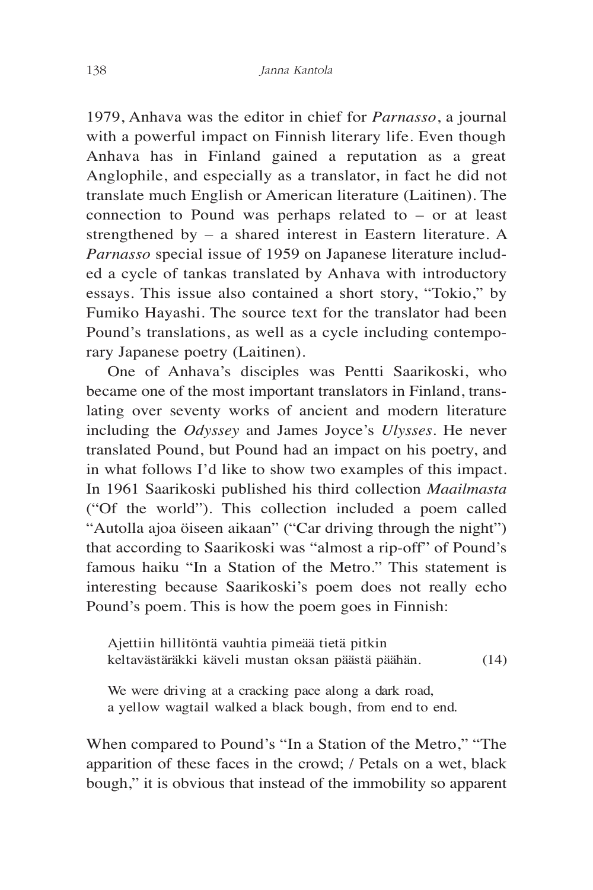1979, Anhava was the editor in chief for *Parnasso*, a journal with a powerful impact on Finnish literary life. Even though Anhava has in Finland gained a reputation as a great Anglophile, and especially as a translator, in fact he did not translate much English or American literature (Laitinen). The connection to Pound was perhaps related to – or at least strengthened by – a shared interest in Eastern literature. A *Parnasso* special issue of 1959 on Japanese literature included a cycle of tankas translated by Anhava with introductory essays. This issue also contained a short story, "Tokio," by Fumiko Hayashi. The source text for the translator had been Pound's translations, as well as a cycle including contemporary Japanese poetry (Laitinen).

One of Anhava's disciples was Pentti Saarikoski, who became one of the most important translators in Finland, translating over seventy works of ancient and modern literature including the *Odyssey* and James Joyce's *Ulysses*. He never translated Pound, but Pound had an impact on his poetry, and in what follows I'd like to show two examples of this impact. In 1961 Saarikoski published his third collection *Maailmasta* ("Of the world"). This collection included a poem called "Autolla ajoa öiseen aikaan" ("Car driving through the night") that according to Saarikoski was "almost a rip-off" of Pound's famous haiku "In a Station of the Metro." This statement is interesting because Saarikoski's poem does not really echo Pound's poem. This is how the poem goes in Finnish:

> Ajettiin hillitöntä vauhtia pimeää tietä pitkin
> keltavästäräkki käveli mustan oksan päästä päähän. (14)

> We were driving at a cracking pace along a dark road,
> a yellow wagtail walked a black bough, from end to end.

When compared to Pound's "In a Station of the Metro," "The apparition of these faces in the crowd; / Petals on a wet, black bough," it is obvious that instead of the immobility so apparent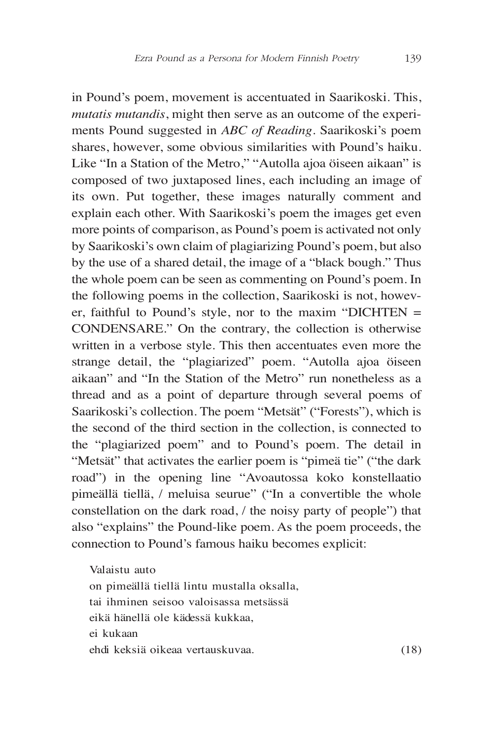in Pound's poem, movement is accentuated in Saarikoski. This, *mutatis mutandis*, might then serve as an outcome of the experiments Pound suggested in *ABC of Reading*. Saarikoski's poem shares, however, some obvious similarities with Pound's haiku. Like "In a Station of the Metro," "Autolla ajoa öiseen aikaan" is composed of two juxtaposed lines, each including an image of its own. Put together, these images naturally comment and explain each other. With Saarikoski's poem the images get even more points of comparison, as Pound's poem is activated not only by Saarikoski's own claim of plagiarizing Pound's poem, but also by the use of a shared detail, the image of a "black bough." Thus the whole poem can be seen as commenting on Pound's poem. In the following poems in the collection, Saarikoski is not, however, faithful to Pound's style, nor to the maxim "DICHTEN = CONDENSARE." On the contrary, the collection is otherwise written in a verbose style. This then accentuates even more the strange detail, the "plagiarized" poem. "Autolla ajoa öiseen aikaan" and "In the Station of the Metro" run nonetheless as a thread and as a point of departure through several poems of Saarikoski's collection. The poem "Metsät" ("Forests"), which is the second of the third section in the collection, is connected to the "plagiarized poem" and to Pound's poem. The detail in "Metsät" that activates the earlier poem is "pimeä tie" ("the dark road") in the opening line "Avoautossa koko konstellaatio pimeällä tiellä, / meluisa seurue" ("In a convertible the whole constellation on the dark road, / the noisy party of people") that also "explains" the Pound-like poem. As the poem proceeds, the connection to Pound's famous haiku becomes explicit:

> Valaistu auto
> on pimeällä tiellä lintu mustalla oksalla,
> tai ihminen seisoo valoisassa metsässä
> eikä hänellä ole kädessä kukkaa,
> ei kukaan
> ehdi keksiä oikeaa vertauskuvaa. (18)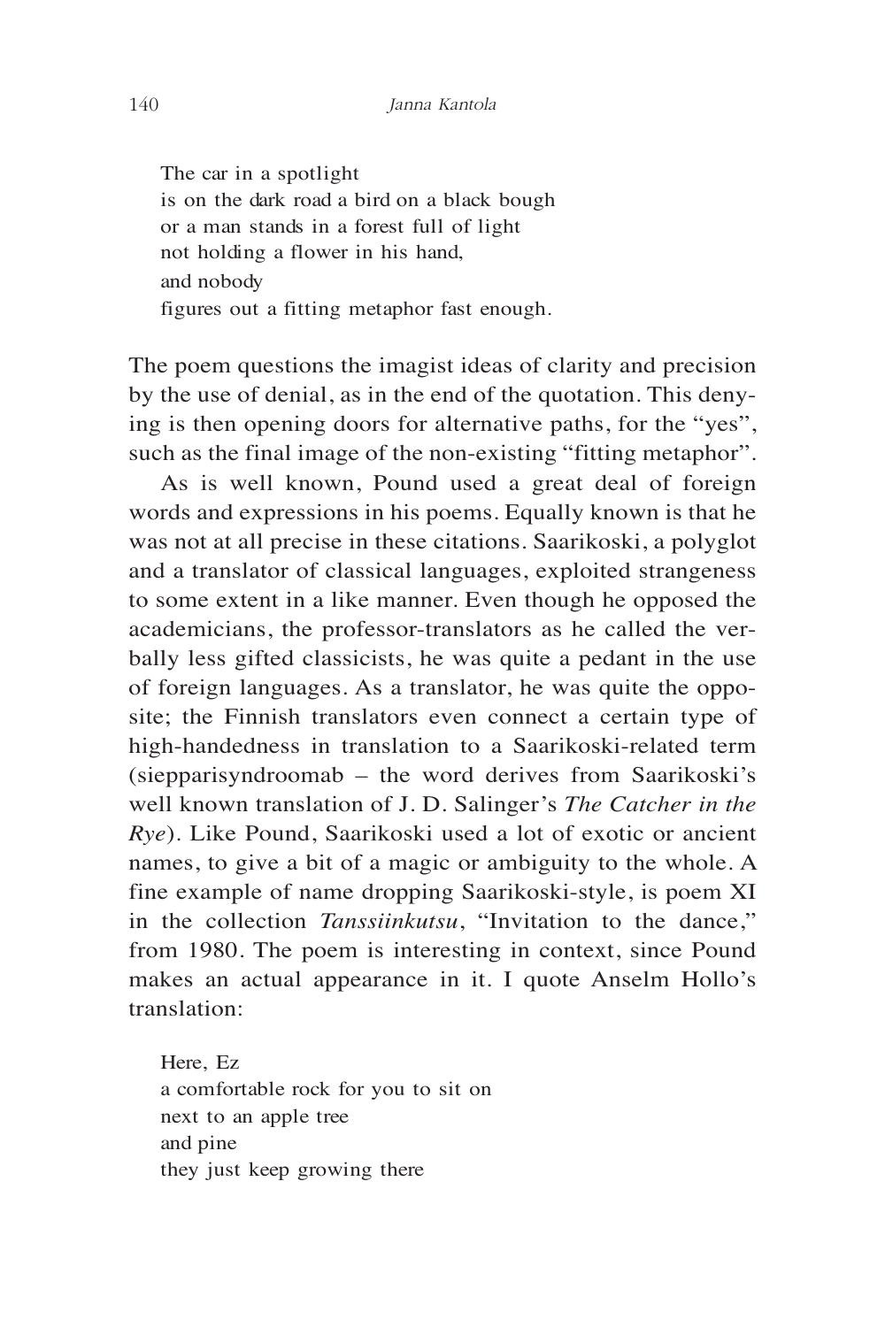The car in a spotlight  
is on the dark road a bird on a black bough  
or a man stands in a forest full of light  
not holding a flower in his hand,  
and nobody  
figures out a fitting metaphor fast enough.

The poem questions the imagist ideas of clarity and precision by the use of denial, as in the end of the quotation. This denying is then opening doors for alternative paths, for the "yes", such as the final image of the non-existing "fitting metaphor".

As is well known, Pound used a great deal of foreign words and expressions in his poems. Equally known is that he was not at all precise in these citations. Saarikoski, a polyglot and a translator of classical languages, exploited strangeness to some extent in a like manner. Even though he opposed the academicians, the professor-translators as he called the verbally less gifted classicists, he was quite a pedant in the use of foreign languages. As a translator, he was quite the opposite; the Finnish translators even connect a certain type of high-handedness in translation to a Saarikoski-related term (siepparisyndroomab – the word derives from Saarikoski's well known translation of J. D. Salinger's *The Catcher in the Rye*). Like Pound, Saarikoski used a lot of exotic or ancient names, to give a bit of a magic or ambiguity to the whole. A fine example of name dropping Saarikoski-style, is poem XI in the collection *Tanssiinkutsu*, "Invitation to the dance," from 1980. The poem is interesting in context, since Pound makes an actual appearance in it. I quote Anselm Hollo's translation:

Here, Ez  
a comfortable rock for you to sit on  
next to an apple tree  
and pine  
they just keep growing there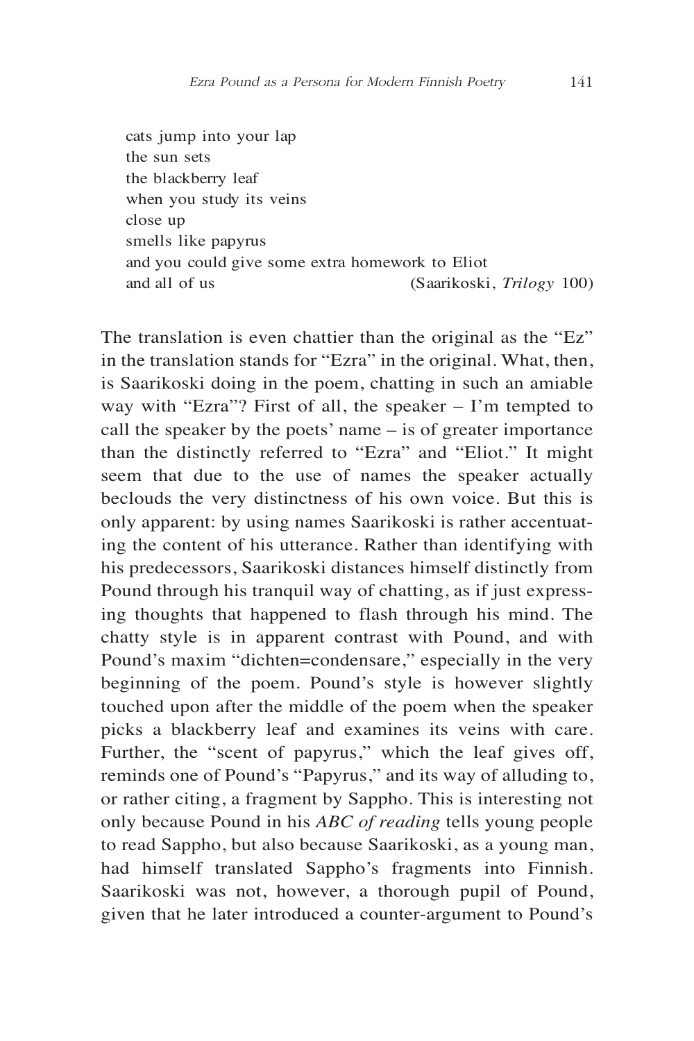cats jump into your lap  
the sun sets  
the blackberry leaf  
when you study its veins  
close up  
smells like papyrus  
and you could give some extra homework to Eliot  
and all of us (Saarikoski, *Trilogy* 100)

The translation is even chattier than the original as the "Ez" in the translation stands for "Ezra" in the original. What, then, is Saarikoski doing in the poem, chatting in such an amiable way with "Ezra"? First of all, the speaker – I'm tempted to call the speaker by the poets' name – is of greater importance than the distinctly referred to "Ezra" and "Eliot." It might seem that due to the use of names the speaker actually beclouds the very distinctness of his own voice. But this is only apparent: by using names Saarikoski is rather accentuating the content of his utterance. Rather than identifying with his predecessors, Saarikoski distances himself distinctly from Pound through his tranquil way of chatting, as if just expressing thoughts that happened to flash through his mind. The chatty style is in apparent contrast with Pound, and with Pound's maxim "dichten=condensare," especially in the very beginning of the poem. Pound's style is however slightly touched upon after the middle of the poem when the speaker picks a blackberry leaf and examines its veins with care. Further, the "scent of papyrus," which the leaf gives off, reminds one of Pound's "Papyrus," and its way of alluding to, or rather citing, a fragment by Sappho. This is interesting not only because Pound in his *ABC of reading* tells young people to read Sappho, but also because Saarikoski, as a young man, had himself translated Sappho's fragments into Finnish. Saarikoski was not, however, a thorough pupil of Pound, given that he later introduced a counter-argument to Pound's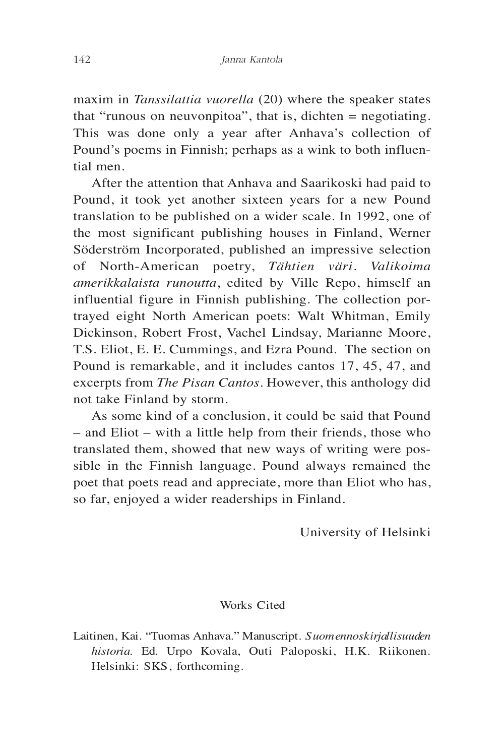maxim in *Tanssilattia vuorella* (20) where the speaker states that "runous on neuvonpitoa", that is, dichten = negotiating. This was done only a year after Anhava's collection of Pound's poems in Finnish; perhaps as a wink to both influential men.

After the attention that Anhava and Saarikoski had paid to Pound, it took yet another sixteen years for a new Pound translation to be published on a wider scale. In 1992, one of the most significant publishing houses in Finland, Werner Söderström Incorporated, published an impressive selection of North-American poetry, *Tähtien väri. Valikoima amerikkalaista runoutta*, edited by Ville Repo, himself an influential figure in Finnish publishing. The collection portrayed eight North American poets: Walt Whitman, Emily Dickinson, Robert Frost, Vachel Lindsay, Marianne Moore, T.S. Eliot, E. E. Cummings, and Ezra Pound. The section on Pound is remarkable, and it includes cantos 17, 45, 47, and excerpts from *The Pisan Cantos*. However, this anthology did not take Finland by storm.

As some kind of a conclusion, it could be said that Pound – and Eliot – with a little help from their friends, those who translated them, showed that new ways of writing were possible in the Finnish language. Pound always remained the poet that poets read and appreciate, more than Eliot who has, so far, enjoyed a wider readerships in Finland.

University of Helsinki

## Works Cited

Laitinen, Kai. "Tuomas Anhava." Manuscript. *Suomennoskirjallisuuden historia.* Ed. Urpo Kovala, Outi Paloposki, H.K. Riikonen. Helsinki: SKS, forthcoming.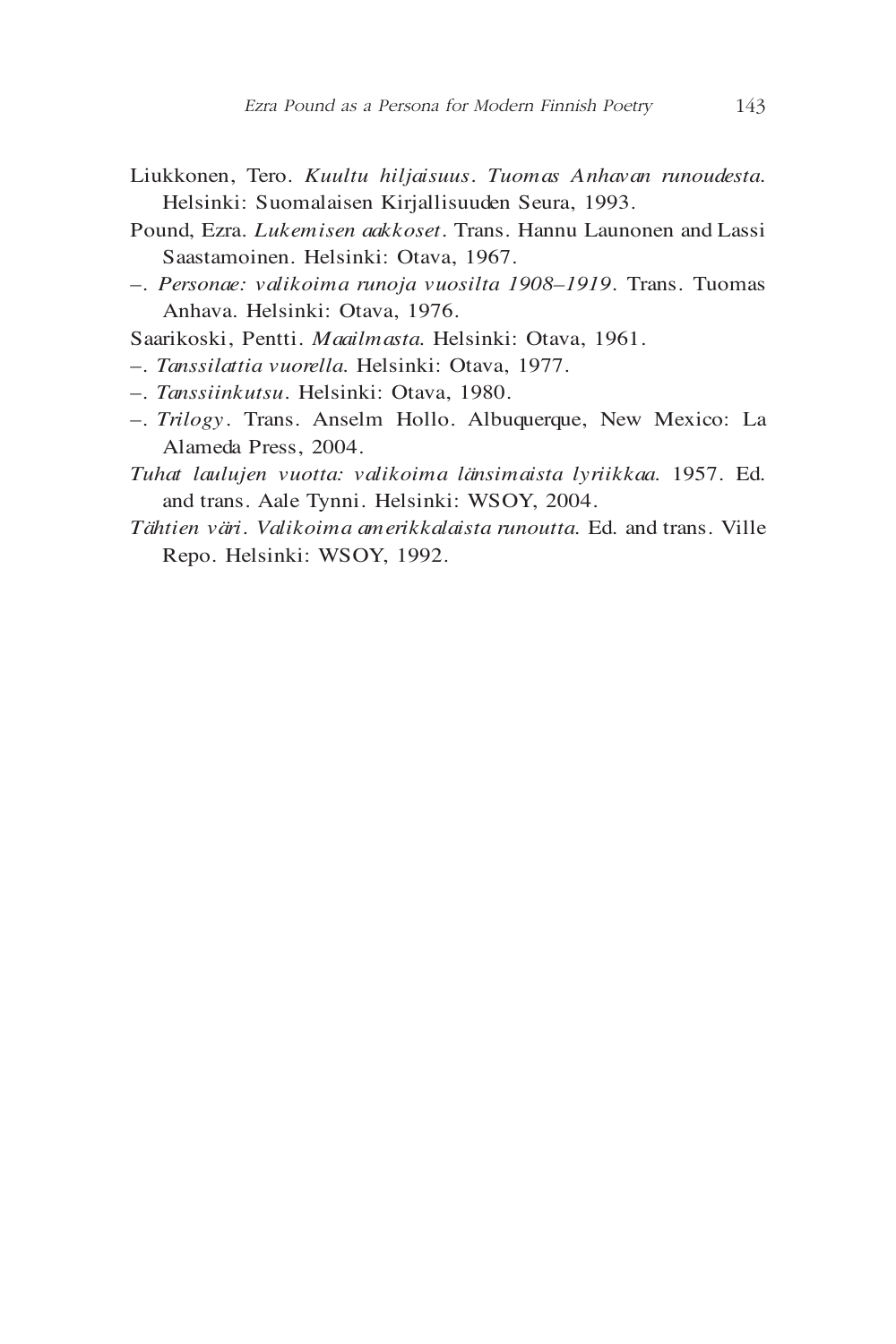Liukkonen, Tero. *Kuultu hiljaisuus. Tuomas Anhavan runoudesta.* Helsinki: Suomalaisen Kirjallisuuden Seura, 1993.

Pound, Ezra. *Lukemisen aakkoset*. Trans. Hannu Launonen and Lassi Saastamoinen. Helsinki: Otava, 1967.

–. *Personae: valikoima runoja vuosilta 1908–1919*. Trans. Tuomas Anhava. Helsinki: Otava, 1976.

Saarikoski, Pentti. *Maailmasta.* Helsinki: Otava, 1961.

–. *Tanssilattia vuorella.* Helsinki: Otava, 1977.

–. *Tanssiinkutsu*. Helsinki: Otava, 1980.

–. *Trilogy*. Trans. Anselm Hollo. Albuquerque, New Mexico: La Alameda Press, 2004.

*Tuhat laulujen vuotta: valikoima länsimaista lyriikkaa.* 1957. Ed. and trans. Aale Tynni. Helsinki: WSOY, 2004.

*Tähtien väri. Valikoima amerikkalaista runoutta.* Ed. and trans. Ville Repo. Helsinki: WSOY, 1992.